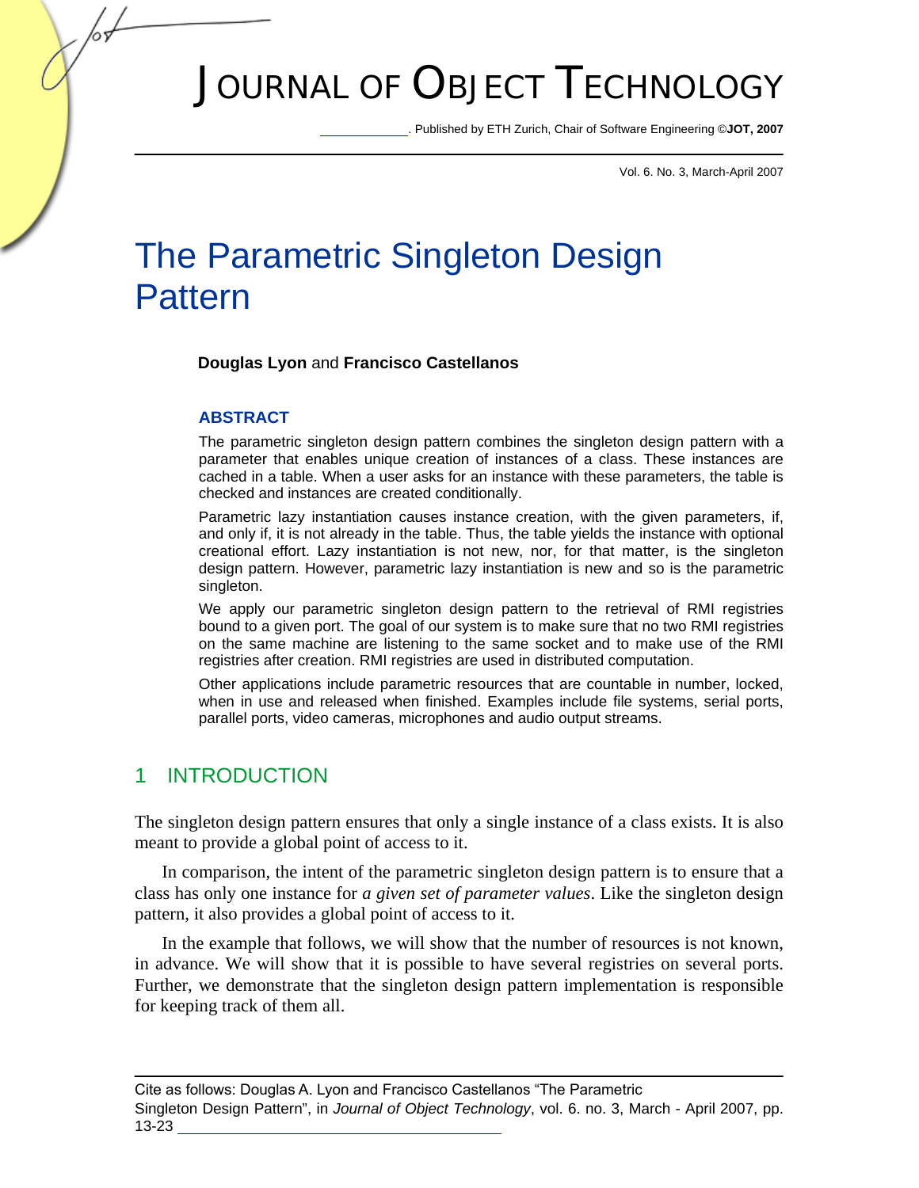# The Parametric Singleton Design Pattern

**Douglas Lyon** and **Francisco Castellanos**

### ABSTRACT

The parametric singleton design pattern combines the singleton design pattern with a parameter that enables unique creation of instances of a class. These instances are cached in a table. When a user asks for an instance with these parameters, the table is checked and instances are created conditionally.

Parametric lazy instantiation causes instance creation, with the given parameters, if, and only if, it is not already in the table. Thus, the table yields the instance with optional creational effort. Lazy instantiation is not new, nor, for that matter, is the singleton design pattern. However, parametric lazy instantiation is new and so is the parametric singleton.

We apply our parametric singleton design pattern to the retrieval of RMI registries bound to a given port. The goal of our system is to make sure that no two RMI registries on the same machine are listening to the same socket and to make use of the RMI registries after creation. RMI registries are used in distributed computation.

Other applications include parametric resources that are countable in number, locked, when in use and released when finished. Examples include file systems, serial ports, parallel ports, video cameras, microphones and audio output streams.

## 1 INTRODUCTION

The singleton design pattern ensures that only a single instance of a class exists. It is also meant to provide a global point of access to it.

In comparison, the intent of the parametric singleton design pattern is to ensure that a class has only one instance for *a given set of parameter values*. Like the singleton design pattern, it also provides a global point of access to it.

In the example that follows, we will show that the number of resources is not known, in advance. We will show that it is possible to have several registries on several ports. Further, we demonstrate that the singleton design pattern implementation is responsible for keeping track of them all.

Cite as follows: Douglas A. Lyon and Francisco Castellanos "The Parametric Singleton Design Pattern", in *Journal of Object Technology*, vol. 6. no. 3, March - April 2007, pp. 13-23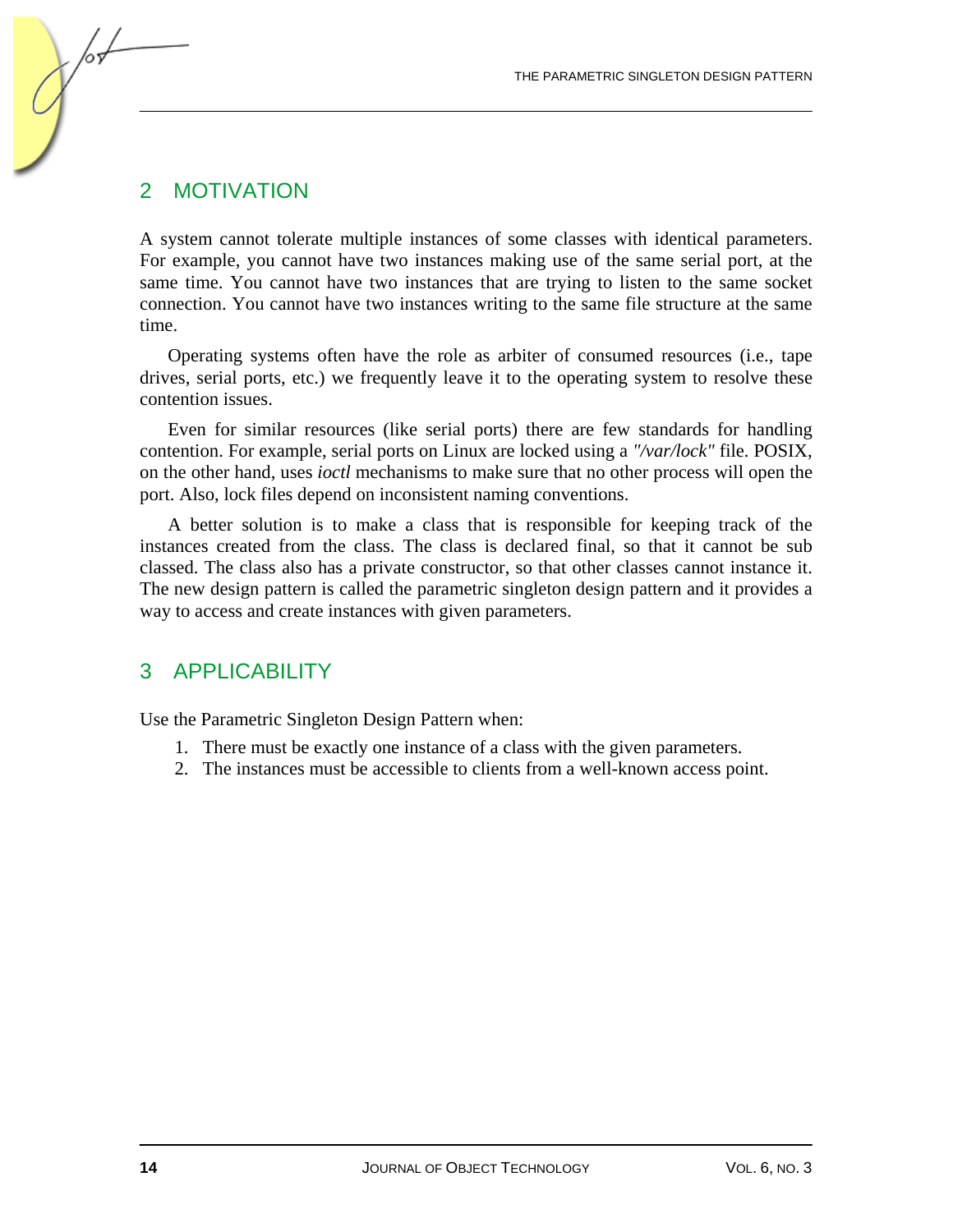## 2 MOTIVATION

A system cannot tolerate multiple instances of some classes with identical parameters. For example, you cannot have two instances making use of the same serial port, at the same time. You cannot have two instances that are trying to listen to the same socket connection. You cannot have two instances writing to the same file structure at the same time.

Operating systems often have the role as arbiter of consumed resources (i.e., tape drives, serial ports, etc.) we frequently leave it to the operating system to resolve these contention issues.

Even for similar resources (like serial ports) there are few standards for handling contention. For example, serial ports on Linux are locked using a *"/var/lock"* file. POSIX, on the other hand, uses *ioctl* mechanisms to make sure that no other process will open the port. Also, lock files depend on inconsistent naming conventions.

A better solution is to make a class that is responsible for keeping track of the instances created from the class. The class is declared final, so that it cannot be sub classed. The class also has a private constructor, so that other classes cannot instance it. The new design pattern is called the parametric singleton design pattern and it provides a way to access and create instances with given parameters.

## 3 APPLICABILITY

Use the Parametric Singleton Design Pattern when:

1. There must be exactly one instance of a class with the given parameters.
2. The instances must be accessible to clients from a well-known access point.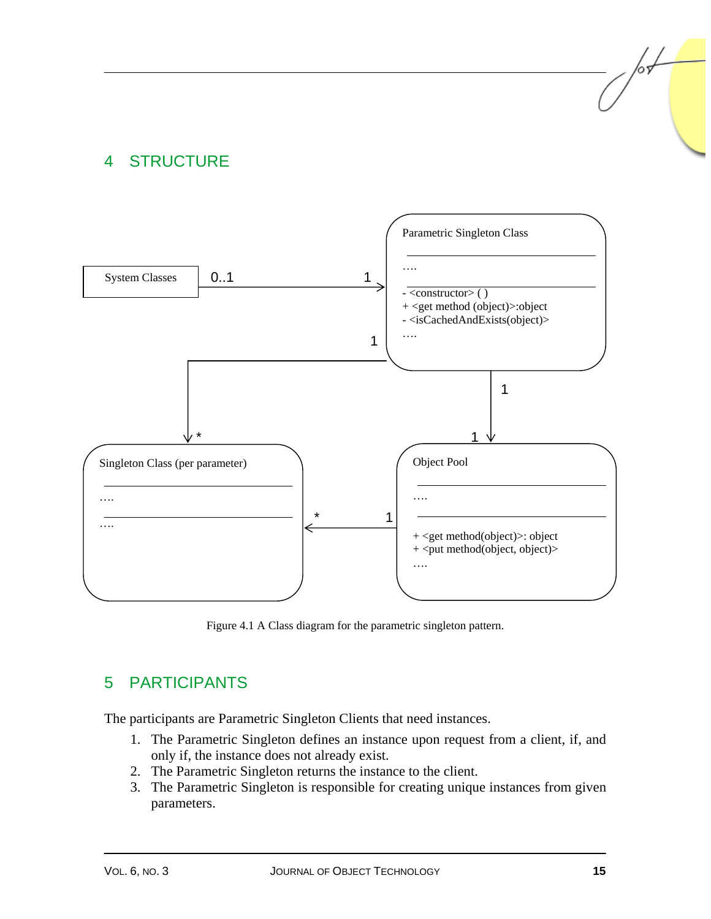## 4 STRUCTURE

Figure 4.1 A Class diagram for the parametric singleton pattern.

## 5 PARTICIPANTS

The participants are Parametric Singleton Clients that need instances.

1. The Parametric Singleton defines an instance upon request from a client, if, and only if, the instance does not already exist.
2. The Parametric Singleton returns the instance to the client.
3. The Parametric Singleton is responsible for creating unique instances from given parameters.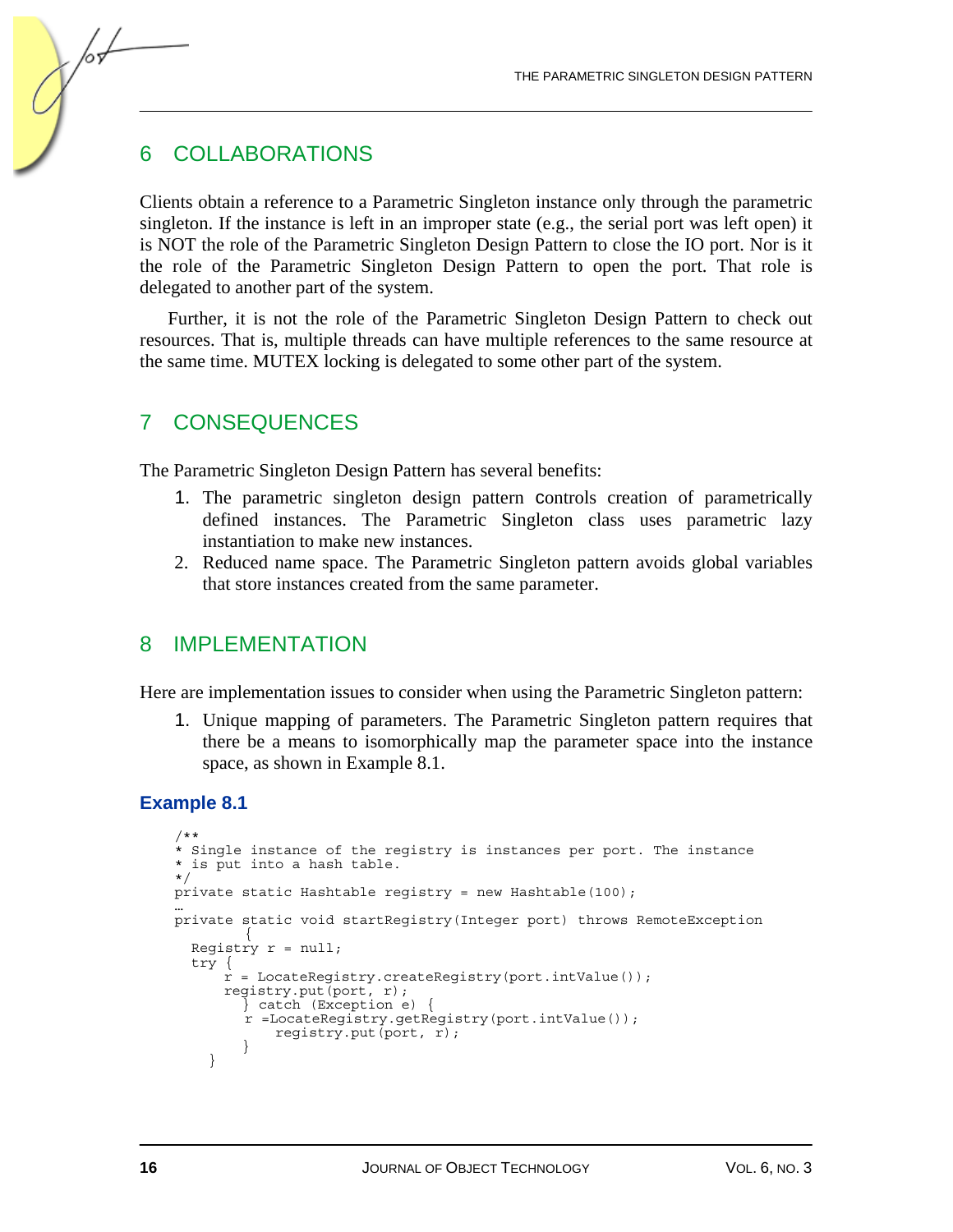## 6 COLLABORATIONS

Clients obtain a reference to a Parametric Singleton instance only through the parametric singleton. If the instance is left in an improper state (e.g., the serial port was left open) it is NOT the role of the Parametric Singleton Design Pattern to close the IO port. Nor is it the role of the Parametric Singleton Design Pattern to open the port. That role is delegated to another part of the system.

Further, it is not the role of the Parametric Singleton Design Pattern to check out resources. That is, multiple threads can have multiple references to the same resource at the same time. MUTEX locking is delegated to some other part of the system.

## 7 CONSEQUENCES

The Parametric Singleton Design Pattern has several benefits:

1. The parametric singleton design pattern controls creation of parametrically defined instances. The Parametric Singleton class uses parametric lazy instantiation to make new instances.
2. Reduced name space. The Parametric Singleton pattern avoids global variables that store instances created from the same parameter.

## 8 IMPLEMENTATION

Here are implementation issues to consider when using the Parametric Singleton pattern:

1. Unique mapping of parameters. The Parametric Singleton pattern requires that there be a means to isomorphically map the parameter space into the instance space, as shown in Example 8.1.

### Example 8.1

```
/**
* Single instance of the registry is instances per port. The instance
* is put into a hash table.
*/
private static Hashtable registry = new Hashtable(100);
…
private static void startRegistry(Integer port) throws RemoteException
        {
  Registry r = null;
  try {
      r = LocateRegistry.createRegistry(port.intValue());
      registry.put(port, r);
        } catch (Exception e) {
        r =LocateRegistry.getRegistry(port.intValue());
            registry.put(port, r);
        }
    }
```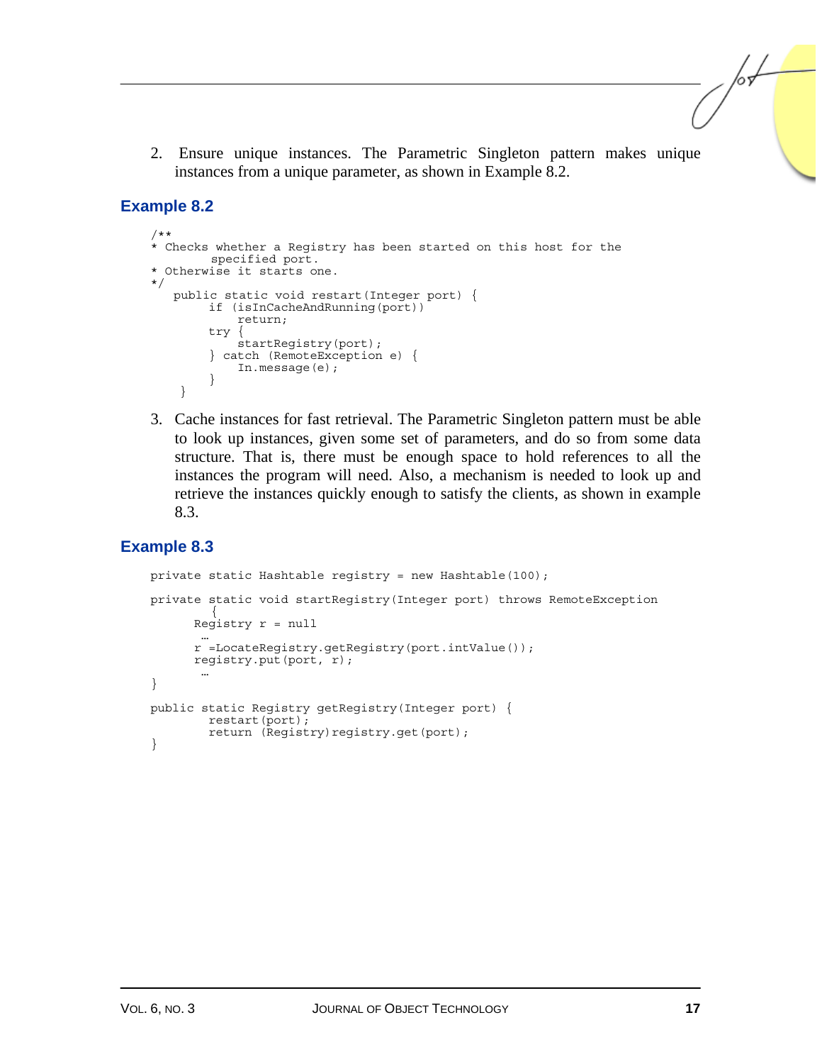2. Ensure unique instances. The Parametric Singleton pattern makes unique instances from a unique parameter, as shown in Example 8.2.

### Example 8.2

```
/**
* Checks whether a Registry has been started on this host for the
        specified port.
* Otherwise it starts one.
*/
   public static void restart(Integer port) {
        if (isInCacheAndRunning(port))
            return;
        try {
            startRegistry(port);
        } catch (RemoteException e) {
            In.message(e);
        }
    }
```

3. Cache instances for fast retrieval. The Parametric Singleton pattern must be able to look up instances, given some set of parameters, and do so from some data structure. That is, there must be enough space to hold references to all the instances the program will need. Also, a mechanism is needed to look up and retrieve the instances quickly enough to satisfy the clients, as shown in example 8.3.

### Example 8.3

```
private static Hashtable registry = new Hashtable(100);

private static void startRegistry(Integer port) throws RemoteException
        {
      Registry r = null
       …
      r =LocateRegistry.getRegistry(port.intValue());
      registry.put(port, r);
       …
}

public static Registry getRegistry(Integer port) {
        restart(port);
        return (Registry)registry.get(port);
}
```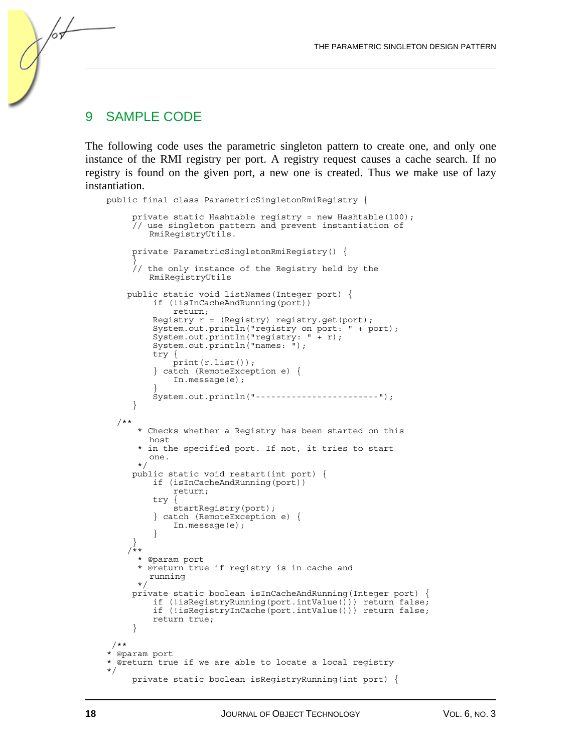## 9 SAMPLE CODE

The following code uses the parametric singleton pattern to create one, and only one instance of the RMI registry per port. A registry request causes a cache search. If no registry is found on the given port, a new one is created. Thus we make use of lazy instantiation.

```
public final class ParametricSingletonRmiRegistry {

     private static Hashtable registry = new Hashtable(100);
     // use singleton pattern and prevent instantiation of
        RmiRegistryUtils.

     private ParametricSingletonRmiRegistry() {
     }
     // the only instance of the Registry held by the
        RmiRegistryUtils

    public static void listNames(Integer port) {
         if (!isInCacheAndRunning(port))
             return;
         Registry r = (Registry) registry.get(port);
         System.out.println("registry on port: " + port);
         System.out.println("registry: " + r);
         System.out.println("names: ");
         try {
             print(r.list());
         } catch (RemoteException e) {
             In.message(e);
         }
         System.out.println("------------------------");
     }

   /**
      * Checks whether a Registry has been started on this
        host
      * in the specified port. If not, it tries to start
        one.
      */
     public static void restart(int port) {
         if (isInCacheAndRunning(port))
             return;
         try {
             startRegistry(port);
         } catch (RemoteException e) {
             In.message(e);
         }
     }
    /**
      * @param port
      * @return true if registry is in cache and
        running
      */
     private static boolean isInCacheAndRunning(Integer port) {
         if (!isRegistryRunning(port.intValue())) return false;
         if (!isRegistryInCache(port.intValue())) return false;
         return true;
     }

  /**
 * @param port
 * @return true if we are able to locate a local registry
 */
     private static boolean isRegistryRunning(int port) {
```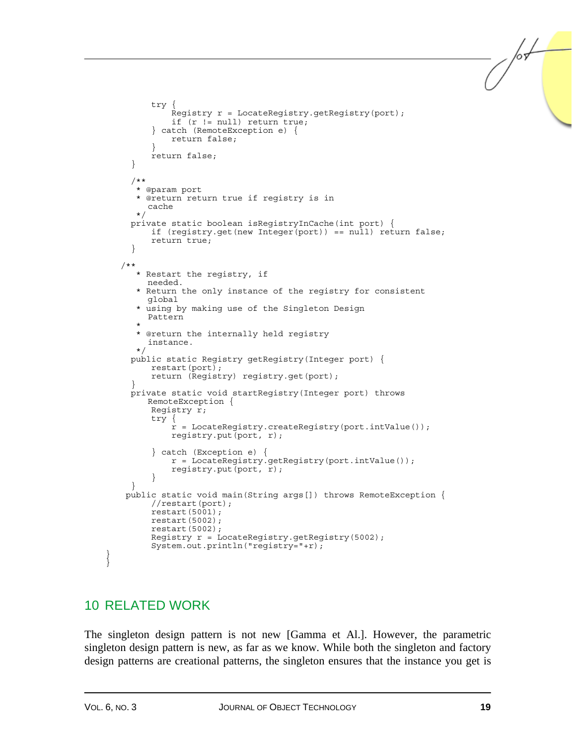```
            try {
                Registry r = LocateRegistry.getRegistry(port);
                if (r != null) return true;
            } catch (RemoteException e) {
                return false;
            }
            return false;
        }

        /**
         * @param port
         * @return return true if registry is in
           cache
         */
        private static boolean isRegistryInCache(int port) {
            if (registry.get(new Integer(port)) == null) return false;
            return true;
        }

      /**
         * Restart the registry, if
           needed.
         * Return the only instance of the registry for consistent
           global
         * using by making use of the Singleton Design
           Pattern
         *
         * @return the internally held registry
           instance.
         */
        public static Registry getRegistry(Integer port) {
            restart(port);
            return (Registry) registry.get(port);
        }
        private static void startRegistry(Integer port) throws
           RemoteException {
            Registry r;
            try {
                r = LocateRegistry.createRegistry(port.intValue());
                registry.put(port, r);

            } catch (Exception e) {
                r = LocateRegistry.getRegistry(port.intValue());
                registry.put(port, r);
            }
        }
       public static void main(String args[]) throws RemoteException {
            //restart(port);
            restart(5001);
            restart(5002);
            restart(5002);
            Registry r = LocateRegistry.getRegistry(5002);
            System.out.println("registry="+r);
    }
}
```

## 10 RELATED WORK

The singleton design pattern is not new [Gamma et Al.]. However, the parametric singleton design pattern is new, as far as we know. While both the singleton and factory design patterns are creational patterns, the singleton ensures that the instance you get is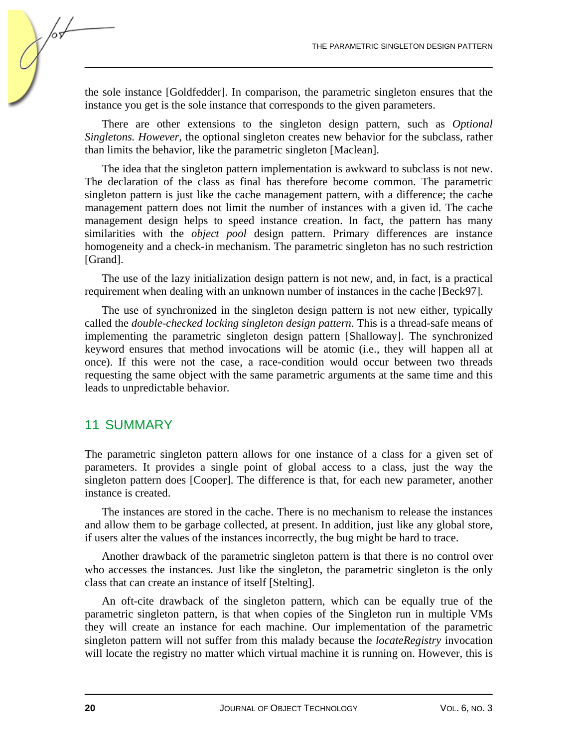the sole instance [Goldfedder]. In comparison, the parametric singleton ensures that the instance you get is the sole instance that corresponds to the given parameters.

There are other extensions to the singleton design pattern, such as *Optional Singletons. However*, the optional singleton creates new behavior for the subclass, rather than limits the behavior, like the parametric singleton [Maclean].

The idea that the singleton pattern implementation is awkward to subclass is not new. The declaration of the class as final has therefore become common. The parametric singleton pattern is just like the cache management pattern, with a difference; the cache management pattern does not limit the number of instances with a given id. The cache management design helps to speed instance creation. In fact, the pattern has many similarities with the *object pool* design pattern. Primary differences are instance homogeneity and a check-in mechanism. The parametric singleton has no such restriction [Grand].

The use of the lazy initialization design pattern is not new, and, in fact, is a practical requirement when dealing with an unknown number of instances in the cache [Beck97].

The use of synchronized in the singleton design pattern is not new either, typically called the *double-checked locking singleton design pattern*. This is a thread-safe means of implementing the parametric singleton design pattern [Shalloway]. The synchronized keyword ensures that method invocations will be atomic (i.e., they will happen all at once). If this were not the case, a race-condition would occur between two threads requesting the same object with the same parametric arguments at the same time and this leads to unpredictable behavior.

## 11 SUMMARY

The parametric singleton pattern allows for one instance of a class for a given set of parameters. It provides a single point of global access to a class, just the way the singleton pattern does [Cooper]. The difference is that, for each new parameter, another instance is created.

The instances are stored in the cache. There is no mechanism to release the instances and allow them to be garbage collected, at present. In addition, just like any global store, if users alter the values of the instances incorrectly, the bug might be hard to trace.

Another drawback of the parametric singleton pattern is that there is no control over who accesses the instances. Just like the singleton, the parametric singleton is the only class that can create an instance of itself [Stelting].

An oft-cite drawback of the singleton pattern, which can be equally true of the parametric singleton pattern, is that when copies of the Singleton run in multiple VMs they will create an instance for each machine. Our implementation of the parametric singleton pattern will not suffer from this malady because the *locateRegistry* invocation will locate the registry no matter which virtual machine it is running on. However, this is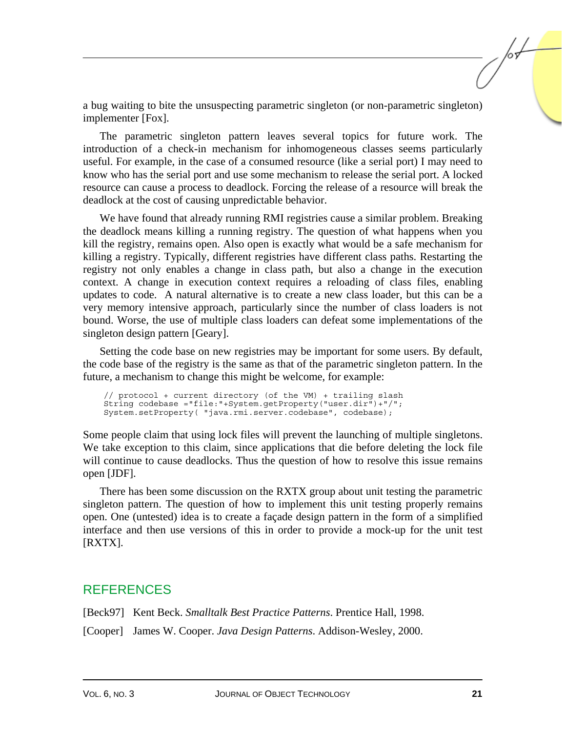a bug waiting to bite the unsuspecting parametric singleton (or non-parametric singleton) implementer [Fox].

The parametric singleton pattern leaves several topics for future work. The introduction of a check-in mechanism for inhomogeneous classes seems particularly useful. For example, in the case of a consumed resource (like a serial port) I may need to know who has the serial port and use some mechanism to release the serial port. A locked resource can cause a process to deadlock. Forcing the release of a resource will break the deadlock at the cost of causing unpredictable behavior.

We have found that already running RMI registries cause a similar problem. Breaking the deadlock means killing a running registry. The question of what happens when you kill the registry, remains open. Also open is exactly what would be a safe mechanism for killing a registry. Typically, different registries have different class paths. Restarting the registry not only enables a change in class path, but also a change in the execution context. A change in execution context requires a reloading of class files, enabling updates to code. A natural alternative is to create a new class loader, but this can be a very memory intensive approach, particularly since the number of class loaders is not bound. Worse, the use of multiple class loaders can defeat some implementations of the singleton design pattern [Geary].

Setting the code base on new registries may be important for some users. By default, the code base of the registry is the same as that of the parametric singleton pattern. In the future, a mechanism to change this might be welcome, for example:

```
// protocol + current directory (of the VM) + trailing slash
String codebase ="file:"+System.getProperty("user.dir")+"/";
System.setProperty( "java.rmi.server.codebase", codebase);
```

Some people claim that using lock files will prevent the launching of multiple singletons. We take exception to this claim, since applications that die before deleting the lock file will continue to cause deadlocks. Thus the question of how to resolve this issue remains open [JDF].

There has been some discussion on the RXTX group about unit testing the parametric singleton pattern. The question of how to implement this unit testing properly remains open. One (untested) idea is to create a façade design pattern in the form of a simplified interface and then use versions of this in order to provide a mock-up for the unit test [RXTX].

## REFERENCES

[Beck97] Kent Beck. *Smalltalk Best Practice Patterns*. Prentice Hall, 1998.

[Cooper] James W. Cooper. *Java Design Patterns*. Addison-Wesley, 2000.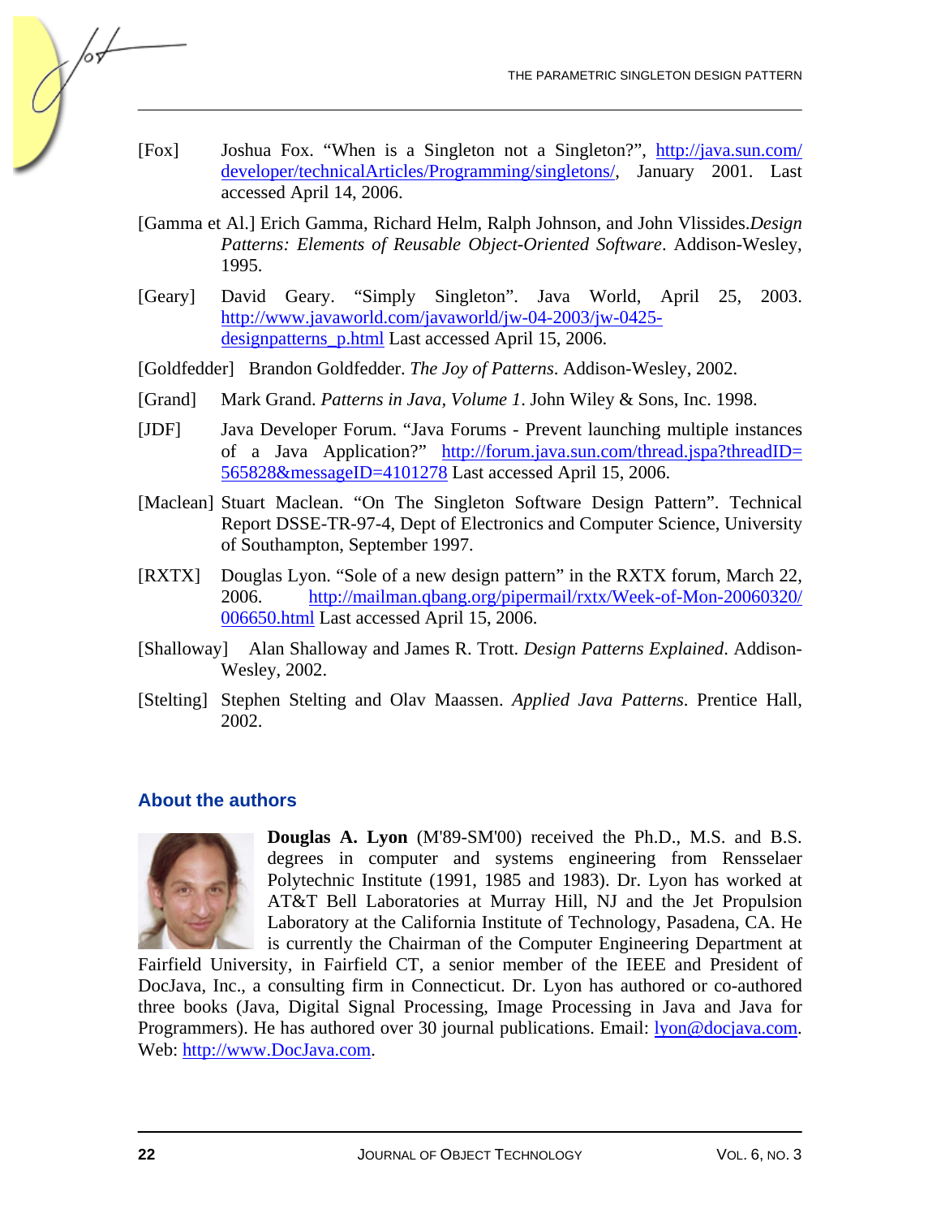[Fox] Joshua Fox. "When is a Singleton not a Singleton?", http://java.sun.com/developer/technicalArticles/Programming/singletons/, January 2001. Last accessed April 14, 2006.

[Gamma et Al.] Erich Gamma, Richard Helm, Ralph Johnson, and John Vlissides. *Design Patterns: Elements of Reusable Object-Oriented Software*. Addison-Wesley, 1995.

[Geary] David Geary. "Simply Singleton". Java World, April 25, 2003. http://www.javaworld.com/javaworld/jw-04-2003/jw-0425-designpatterns_p.html Last accessed April 15, 2006.

[Goldfedder] Brandon Goldfedder. *The Joy of Patterns*. Addison-Wesley, 2002.

[Grand] Mark Grand. *Patterns in Java, Volume 1*. John Wiley & Sons, Inc. 1998.

[JDF] Java Developer Forum. "Java Forums - Prevent launching multiple instances of a Java Application?" http://forum.java.sun.com/thread.jspa?threadID=565828&messageID=4101278 Last accessed April 15, 2006.

[Maclean] Stuart Maclean. "On The Singleton Software Design Pattern". Technical Report DSSE-TR-97-4, Dept of Electronics and Computer Science, University of Southampton, September 1997.

[RXTX] Douglas Lyon. "Sole of a new design pattern" in the RXTX forum, March 22, 2006. http://mailman.qbang.org/pipermail/rxtx/Week-of-Mon-20060320/006650.html Last accessed April 15, 2006.

[Shalloway] Alan Shalloway and James R. Trott. *Design Patterns Explained*. Addison-Wesley, 2002.

[Stelting] Stephen Stelting and Olav Maassen. *Applied Java Patterns*. Prentice Hall, 2002.

## About the authors

**Douglas A. Lyon** (M'89-SM'00) received the Ph.D., M.S. and B.S. degrees in computer and systems engineering from Rensselaer Polytechnic Institute (1991, 1985 and 1983). Dr. Lyon has worked at AT&T Bell Laboratories at Murray Hill, NJ and the Jet Propulsion Laboratory at the California Institute of Technology, Pasadena, CA. He is currently the Chairman of the Computer Engineering Department at Fairfield University, in Fairfield CT, a senior member of the IEEE and President of DocJava, Inc., a consulting firm in Connecticut. Dr. Lyon has authored or co-authored three books (Java, Digital Signal Processing, Image Processing in Java and Java for Programmers). He has authored over 30 journal publications. Email: lyon@docjava.com. Web: http://www.DocJava.com.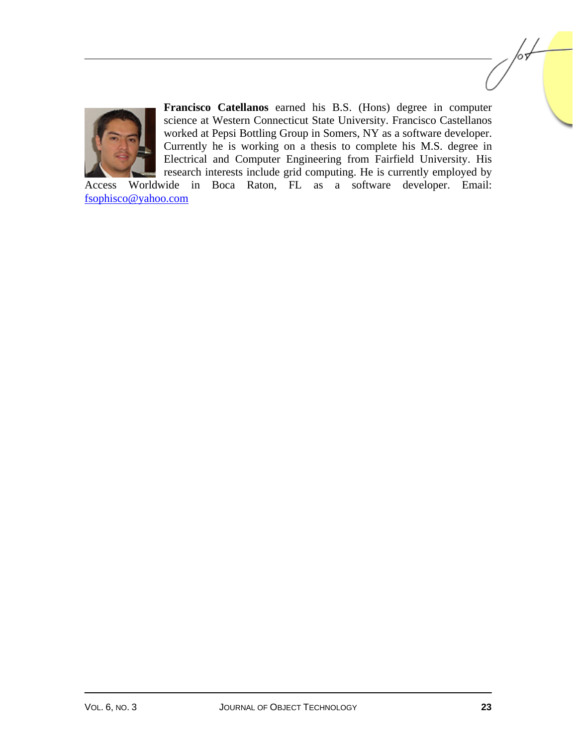**Francisco Catellanos** earned his B.S. (Hons) degree in computer science at Western Connecticut State University. Francisco Castellanos worked at Pepsi Bottling Group in Somers, NY as a software developer. Currently he is working on a thesis to complete his M.S. degree in Electrical and Computer Engineering from Fairfield University. His research interests include grid computing. He is currently employed by Access Worldwide in Boca Raton, FL as a software developer. Email: fsophisco@yahoo.com